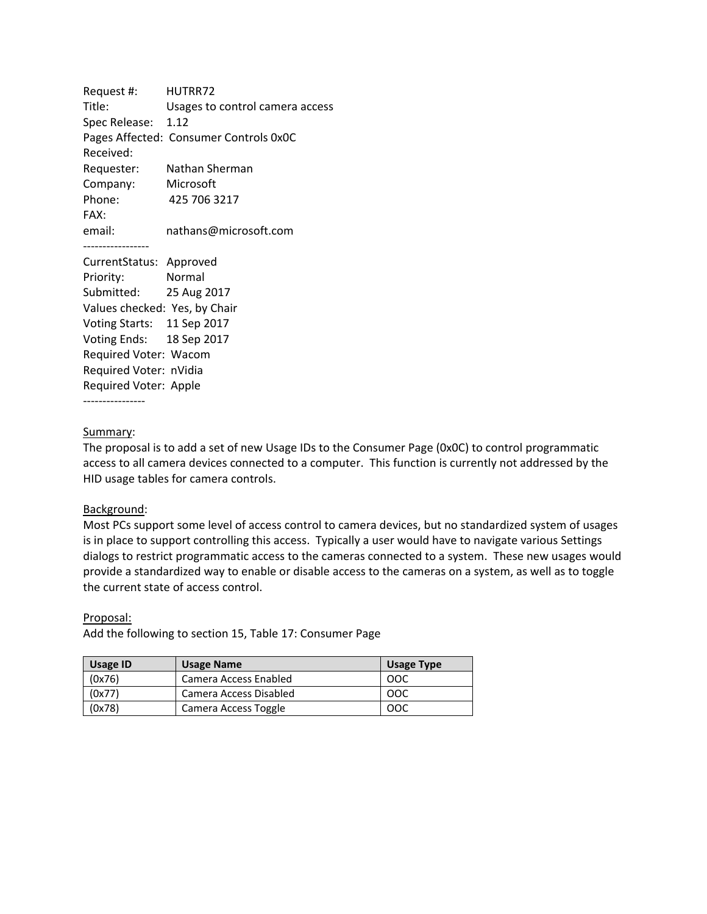Request #: HUTRR72
Title: Usages to control camera access
Spec Release: 1.12
Pages Affected: Consumer Controls 0x0C
Received:
Requester: Nathan Sherman
Company: Microsoft
Phone: 425 706 3217
FAX:
email: nathans@microsoft.com

-----------------

CurrentStatus: Approved
Priority: Normal
Submitted: 25 Aug 2017
Values checked: Yes, by Chair
Voting Starts: 11 Sep 2017
Voting Ends: 18 Sep 2017
Required Voter: Wacom
Required Voter: nVidia
Required Voter: Apple

----------------

Summary:
The proposal is to add a set of new Usage IDs to the Consumer Page (0x0C) to control programmatic access to all camera devices connected to a computer. This function is currently not addressed by the HID usage tables for camera controls.

Background:
Most PCs support some level of access control to camera devices, but no standardized system of usages is in place to support controlling this access. Typically a user would have to navigate various Settings dialogs to restrict programmatic access to the cameras connected to a system. These new usages would provide a standardized way to enable or disable access to the cameras on a system, as well as to toggle the current state of access control.

Proposal:
Add the following to section 15, Table 17: Consumer Page

| Usage ID | Usage Name | Usage Type |
|---|---|---|
| (0x76) | Camera Access Enabled | OOC |
| (0x77) | Camera Access Disabled | OOC |
| (0x78) | Camera Access Toggle | OOC |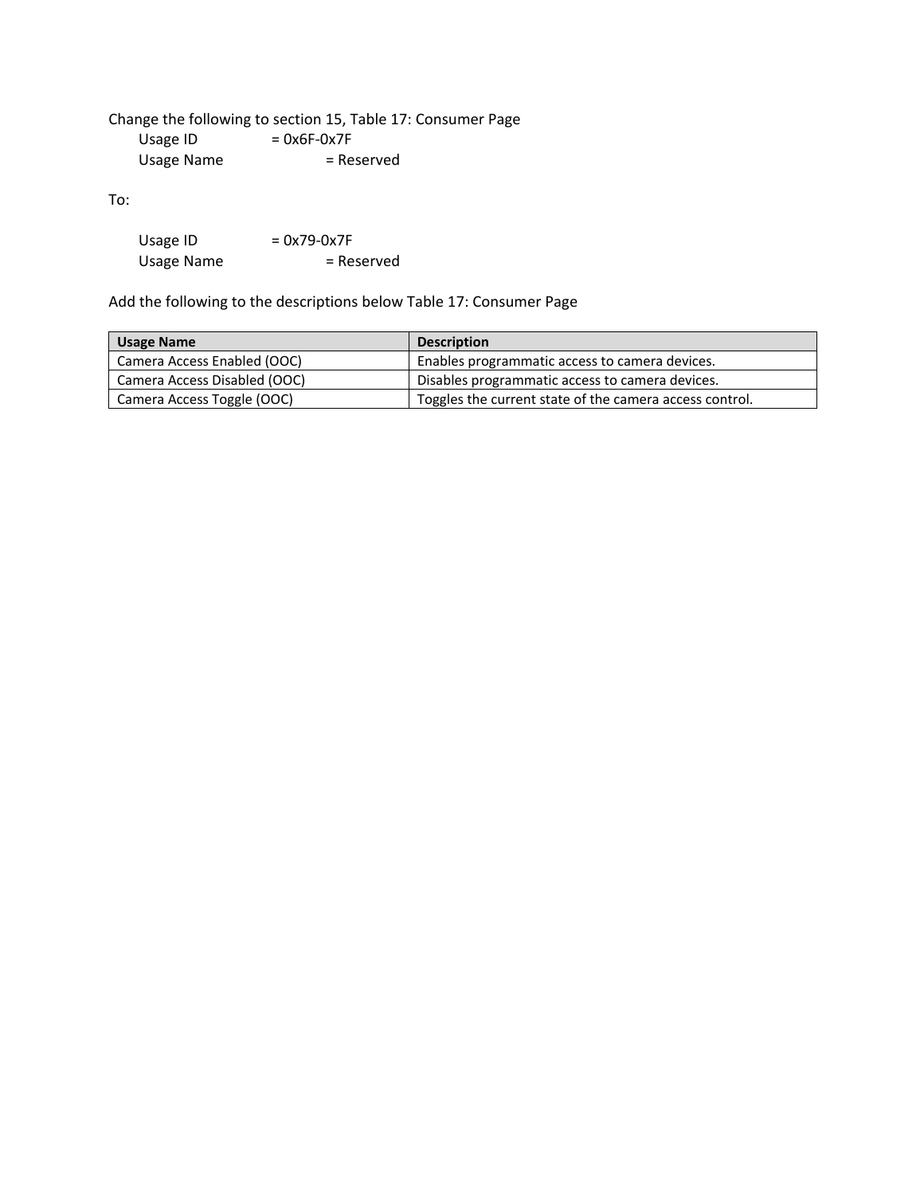Change the following to section 15, Table 17: Consumer Page

Usage ID = 0x6F-0x7F
Usage Name = Reserved

To:

Usage ID = 0x79-0x7F
Usage Name = Reserved

Add the following to the descriptions below Table 17: Consumer Page

| Usage Name | Description |
|---|---|
| Camera Access Enabled (OOC) | Enables programmatic access to camera devices. |
| Camera Access Disabled (OOC) | Disables programmatic access to camera devices. |
| Camera Access Toggle (OOC) | Toggles the current state of the camera access control. |